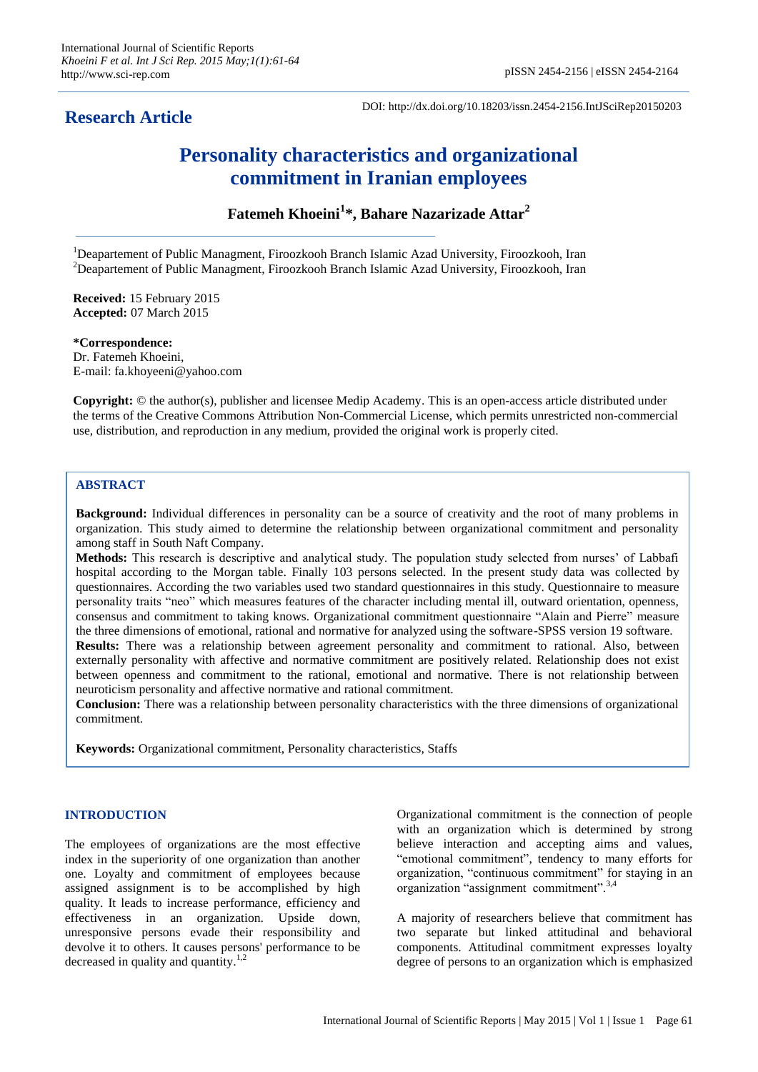**Research Article**

DOI: http://dx.doi.org/10.18203/issn.2454-2156.IntJSciRep20150203

# Personality characteristics and organizational commitment in Iranian employees

**Fatemeh Khoeini[1]\*, Bahare Nazarizade Attar[2]**

[1]Deapartement of Public Managment, Firoozkooh Branch Islamic Azad University, Firoozkooh, Iran
[2]Deapartement of Public Managment, Firoozkooh Branch Islamic Azad University, Firoozkooh, Iran

**Received:** 15 February 2015
**Accepted:** 07 March 2015

**\*Correspondence:**
Dr. Fatemeh Khoeini,
E-mail: fa.khoyeeni@yahoo.com

**Copyright:** © the author(s), publisher and licensee Medip Academy. This is an open-access article distributed under the terms of the Creative Commons Attribution Non-Commercial License, which permits unrestricted non-commercial use, distribution, and reproduction in any medium, provided the original work is properly cited.

## ABSTRACT

**Background:** Individual differences in personality can be a source of creativity and the root of many problems in organization. This study aimed to determine the relationship between organizational commitment and personality among staff in South Naft Company.

**Methods:** This research is descriptive and analytical study. The population study selected from nurses' of Labbafi hospital according to the Morgan table. Finally 103 persons selected. In the present study data was collected by questionnaires. According the two variables used two standard questionnaires in this study. Questionnaire to measure personality traits "neo" which measures features of the character including mental ill, outward orientation, openness, consensus and commitment to taking knows. Organizational commitment questionnaire "Alain and Pierre" measure the three dimensions of emotional, rational and normative for analyzed using the software-SPSS version 19 software.

**Results:** There was a relationship between agreement personality and commitment to rational. Also, between externally personality with affective and normative commitment are positively related. Relationship does not exist between openness and commitment to the rational, emotional and normative. There is not relationship between neuroticism personality and affective normative and rational commitment.

**Conclusion:** There was a relationship between personality characteristics with the three dimensions of organizational commitment.

**Keywords:** Organizational commitment, Personality characteristics, Staffs

## INTRODUCTION

The employees of organizations are the most effective index in the superiority of one organization than another one. Loyalty and commitment of employees because assigned assignment is to be accomplished by high quality. It leads to increase performance, efficiency and effectiveness in an organization. Upside down, unresponsive persons evade their responsibility and devolve it to others. It causes persons' performance to be decreased in quality and quantity.[1,2]

Organizational commitment is the connection of people with an organization which is determined by strong believe interaction and accepting aims and values, "emotional commitment", tendency to many efforts for organization, "continuous commitment" for staying in an organization "assignment commitment".[3,4]

A majority of researchers believe that commitment has two separate but linked attitudinal and behavioral components. Attitudinal commitment expresses loyalty degree of persons to an organization which is emphasized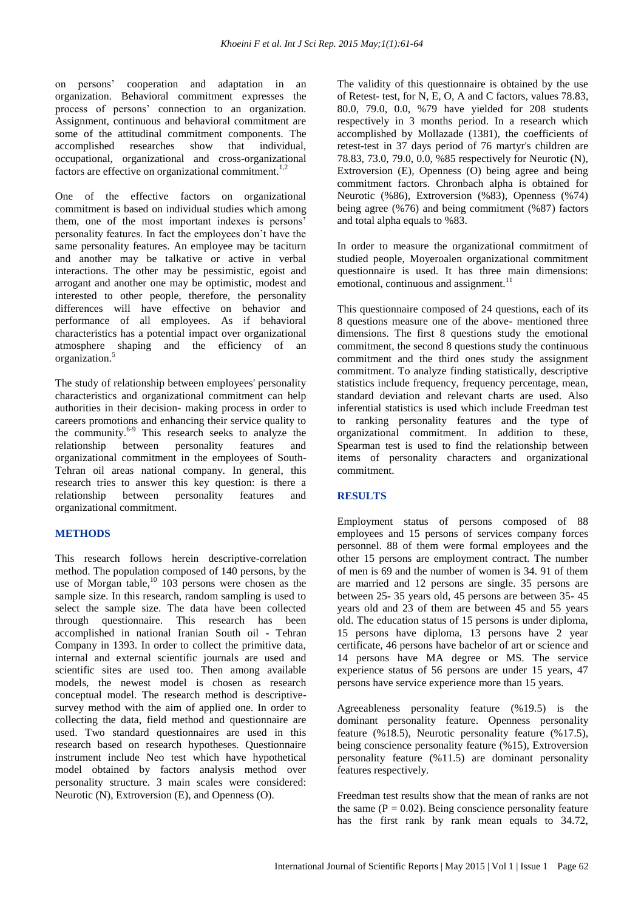on persons' cooperation and adaptation in an organization. Behavioral commitment expresses the process of persons' connection to an organization. Assignment, continuous and behavioral commitment are some of the attitudinal commitment components. The accomplished researches show that individual, occupational, organizational and cross-organizational factors are effective on organizational commitment.[1,2]

One of the effective factors on organizational commitment is based on individual studies which among them, one of the most important indexes is persons' personality features. In fact the employees don't have the same personality features. An employee may be taciturn and another may be talkative or active in verbal interactions. The other may be pessimistic, egoist and arrogant and another one may be optimistic, modest and interested to other people, therefore, the personality differences will have effective on behavior and performance of all employees. As if behavioral characteristics has a potential impact over organizational atmosphere shaping and the efficiency of an organization.[5]

The study of relationship between employees' personality characteristics and organizational commitment can help authorities in their decision- making process in order to careers promotions and enhancing their service quality to the community.[6-9] This research seeks to analyze the relationship between personality features and organizational commitment in the employees of South-Tehran oil areas national company. In general, this research tries to answer this key question: is there a relationship between personality features and organizational commitment.

## METHODS

This research follows herein descriptive-correlation method. The population composed of 140 persons, by the use of Morgan table,[10] 103 persons were chosen as the sample size. In this research, random sampling is used to select the sample size. The data have been collected through questionnaire. This research has been accomplished in national Iranian South oil - Tehran Company in 1393. In order to collect the primitive data, internal and external scientific journals are used and scientific sites are used too. Then among available models, the newest model is chosen as research conceptual model. The research method is descriptive-survey method with the aim of applied one. In order to collecting the data, field method and questionnaire are used. Two standard questionnaires are used in this research based on research hypotheses. Questionnaire instrument include Neo test which have hypothetical model obtained by factors analysis method over personality structure. 3 main scales were considered: Neurotic (N), Extroversion (E), and Openness (O).

The validity of this questionnaire is obtained by the use of Retest- test, for N, E, O, A and C factors, values 78.83, 80.0, 79.0, 0.0, %79 have yielded for 208 students respectively in 3 months period. In a research which accomplished by Mollazade (1381), the coefficients of retest-test in 37 days period of 76 martyr's children are 78.83, 73.0, 79.0, 0.0, %85 respectively for Neurotic (N), Extroversion (E), Openness (O) being agree and being commitment factors. Chronbach alpha is obtained for Neurotic (%86), Extroversion (%83), Openness (%74) being agree (%76) and being commitment (%87) factors and total alpha equals to %83.

In order to measure the organizational commitment of studied people, Moyeroalen organizational commitment questionnaire is used. It has three main dimensions: emotional, continuous and assignment.[11]

This questionnaire composed of 24 questions, each of its 8 questions measure one of the above- mentioned three dimensions. The first 8 questions study the emotional commitment, the second 8 questions study the continuous commitment and the third ones study the assignment commitment. To analyze finding statistically, descriptive statistics include frequency, frequency percentage, mean, standard deviation and relevant charts are used. Also inferential statistics is used which include Freedman test to ranking personality features and the type of organizational commitment. In addition to these, Spearman test is used to find the relationship between items of personality characters and organizational commitment.

## RESULTS

Employment status of persons composed of 88 employees and 15 persons of services company forces personnel. 88 of them were formal employees and the other 15 persons are employment contract. The number of men is 69 and the number of women is 34. 91 of them are married and 12 persons are single. 35 persons are between 25- 35 years old, 45 persons are between 35- 45 years old and 23 of them are between 45 and 55 years old. The education status of 15 persons is under diploma, 15 persons have diploma, 13 persons have 2 year certificate, 46 persons have bachelor of art or science and 14 persons have MA degree or MS. The service experience status of 56 persons are under 15 years, 47 persons have service experience more than 15 years.

Agreeableness personality feature (%19.5) is the dominant personality feature. Openness personality feature (%18.5), Neurotic personality feature (%17.5), being conscience personality feature (%15), Extroversion personality feature (%11.5) are dominant personality features respectively.

Freedman test results show that the mean of ranks are not the same ($P = 0.02$). Being conscience personality feature has the first rank by rank mean equals to 34.72,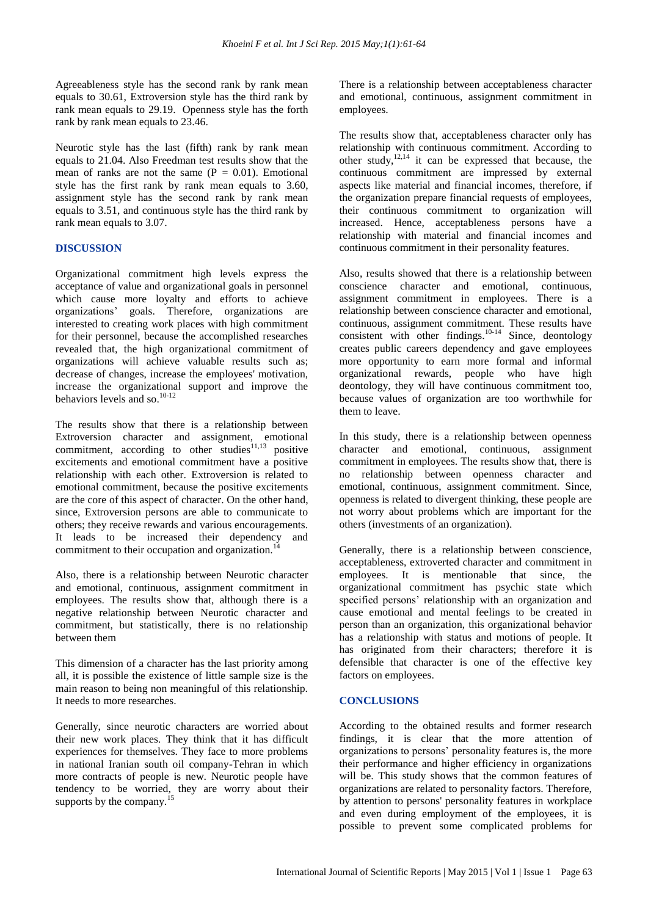Agreeableness style has the second rank by rank mean equals to 30.61, Extroversion style has the third rank by rank mean equals to 29.19. Openness style has the forth rank by rank mean equals to 23.46.

Neurotic style has the last (fifth) rank by rank mean equals to 21.04. Also Freedman test results show that the mean of ranks are not the same (P = 0.01). Emotional style has the first rank by rank mean equals to 3.60, assignment style has the second rank by rank mean equals to 3.51, and continuous style has the third rank by rank mean equals to 3.07.

## DISCUSSION

Organizational commitment high levels express the acceptance of value and organizational goals in personnel which cause more loyalty and efforts to achieve organizations' goals. Therefore, organizations are interested to creating work places with high commitment for their personnel, because the accomplished researches revealed that, the high organizational commitment of organizations will achieve valuable results such as; decrease of changes, increase the employees' motivation, increase the organizational support and improve the behaviors levels and so.[10-12]

The results show that there is a relationship between Extroversion character and assignment, emotional commitment, according to other studies[11,13] positive excitements and emotional commitment have a positive relationship with each other. Extroversion is related to emotional commitment, because the positive excitements are the core of this aspect of character. On the other hand, since, Extroversion persons are able to communicate to others; they receive rewards and various encouragements. It leads to be increased their dependency and commitment to their occupation and organization.[14]

Also, there is a relationship between Neurotic character and emotional, continuous, assignment commitment in employees. The results show that, although there is a negative relationship between Neurotic character and commitment, but statistically, there is no relationship between them

This dimension of a character has the last priority among all, it is possible the existence of little sample size is the main reason to being non meaningful of this relationship. It needs to more researches.

Generally, since neurotic characters are worried about their new work places. They think that it has difficult experiences for themselves. They face to more problems in national Iranian south oil company-Tehran in which more contracts of people is new. Neurotic people have tendency to be worried, they are worry about their supports by the company.[15]

There is a relationship between acceptableness character and emotional, continuous, assignment commitment in employees.

The results show that, acceptableness character only has relationship with continuous commitment. According to other study,[12,14] it can be expressed that because, the continuous commitment are impressed by external aspects like material and financial incomes, therefore, if the organization prepare financial requests of employees, their continuous commitment to organization will increased. Hence, acceptableness persons have a relationship with material and financial incomes and continuous commitment in their personality features.

Also, results showed that there is a relationship between conscience character and emotional, continuous, assignment commitment in employees. There is a relationship between conscience character and emotional, continuous, assignment commitment. These results have consistent with other findings.[10-14] Since, deontology creates public careers dependency and gave employees more opportunity to earn more formal and informal organizational rewards, people who have high deontology, they will have continuous commitment too, because values of organization are too worthwhile for them to leave.

In this study, there is a relationship between openness character and emotional, continuous, assignment commitment in employees. The results show that, there is no relationship between openness character and emotional, continuous, assignment commitment. Since, openness is related to divergent thinking, these people are not worry about problems which are important for the others (investments of an organization).

Generally, there is a relationship between conscience, acceptableness, extroverted character and commitment in employees. It is mentionable that since, the organizational commitment has psychic state which specified persons' relationship with an organization and cause emotional and mental feelings to be created in person than an organization, this organizational behavior has a relationship with status and motions of people. It has originated from their characters; therefore it is defensible that character is one of the effective key factors on employees.

## CONCLUSIONS

According to the obtained results and former research findings, it is clear that the more attention of organizations to persons' personality features is, the more their performance and higher efficiency in organizations will be. This study shows that the common features of organizations are related to personality factors. Therefore, by attention to persons' personality features in workplace and even during employment of the employees, it is possible to prevent some complicated problems for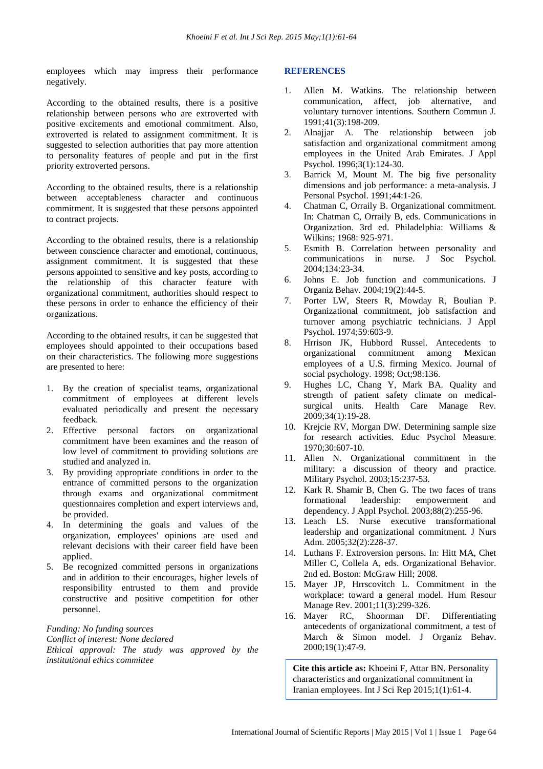employees which may impress their performance negatively.

According to the obtained results, there is a positive relationship between persons who are extroverted with positive excitements and emotional commitment. Also, extroverted is related to assignment commitment. It is suggested to selection authorities that pay more attention to personality features of people and put in the first priority extroverted persons.

According to the obtained results, there is a relationship between acceptableness character and continuous commitment. It is suggested that these persons appointed to contract projects.

According to the obtained results, there is a relationship between conscience character and emotional, continuous, assignment commitment. It is suggested that these persons appointed to sensitive and key posts, according to the relationship of this character feature with organizational commitment, authorities should respect to these persons in order to enhance the efficiency of their organizations.

According to the obtained results, it can be suggested that employees should appointed to their occupations based on their characteristics. The following more suggestions are presented to here:

1. By the creation of specialist teams, organizational commitment of employees at different levels evaluated periodically and present the necessary feedback.
2. Effective personal factors on organizational commitment have been examines and the reason of low level of commitment to providing solutions are studied and analyzed in.
3. By providing appropriate conditions in order to the entrance of committed persons to the organization through exams and organizational commitment questionnaires completion and expert interviews and, be provided.
4. In determining the goals and values of the organization, employees' opinions are used and relevant decisions with their career field have been applied.
5. Be recognized committed persons in organizations and in addition to their encourages, higher levels of responsibility entrusted to them and provide constructive and positive competition for other personnel.

*Funding: No funding sources*
*Conflict of interest: None declared*
*Ethical approval: The study was approved by the institutional ethics committee*

## REFERENCES

1. Allen M. Watkins. The relationship between communication, affect, job alternative, and voluntary turnover intentions. Southern Commun J. 1991;41(3):198-209.
2. Alnajjar A. The relationship between job satisfaction and organizational commitment among employees in the United Arab Emirates. J Appl Psychol. 1996;3(1):124-30.
3. Barrick M, Mount M. The big five personality dimensions and job performance: a meta-analysis. J Personal Psychol. 1991;44:1-26.
4. Chatman C, Orraily B. Organizational commitment. In: Chatman C, Orraily B, eds. Communications in Organization. 3rd ed. Philadelphia: Williams & Wilkins; 1968: 925-971.
5. Esmith B. Correlation between personality and communications in nurse. J Soc Psychol. 2004;134:23-34.
6. Johns E. Job function and communications. J Organiz Behav. 2004;19(2):44-5.
7. Porter LW, Steers R, Mowday R, Boulian P. Organizational commitment, job satisfaction and turnover among psychiatric technicians. J Appl Psychol. 1974;59:603-9.
8. Hrrison JK, Hubbord Russel. Antecedents to organizational commitment among Mexican employees of a U.S. firming Mexico. Journal of social psychology. 1998; Oct;98:136.
9. Hughes LC, Chang Y, Mark BA. Quality and strength of patient safety climate on medical-surgical units. Health Care Manage Rev. 2009;34(1):19-28.
10. Krejcie RV, Morgan DW. Determining sample size for research activities. Educ Psychol Measure. 1970;30:607-10.
11. Allen N. Organizational commitment in the military: a discussion of theory and practice. Military Psychol. 2003;15:237-53.
12. Kark R. Shamir B, Chen G. The two faces of trans formational leadership: empowerment and dependency. J Appl Psychol. 2003;88(2):255-96.
13. Leach LS. Nurse executive transformational leadership and organizational commitment. J Nurs Adm. 2005;32(2):228-37.
14. Luthans F. Extroversion persons. In: Hitt MA, Chet Miller C, Collela A, eds. Organizational Behavior. 2nd ed. Boston: McGraw Hill; 2008.
15. Mayer JP, Hrrscovitch L. Commitment in the workplace: toward a general model. Hum Resour Manage Rev. 2001;11(3):299-326.
16. Mayer RC, Shoorman DF. Differentiating antecedents of organizational commitment, a test of March & Simon model. J Organiz Behav. 2000;19(1):47-9.

**Cite this article as:** Khoeini F, Attar BN. Personality characteristics and organizational commitment in Iranian employees. Int J Sci Rep 2015;1(1):61-4.